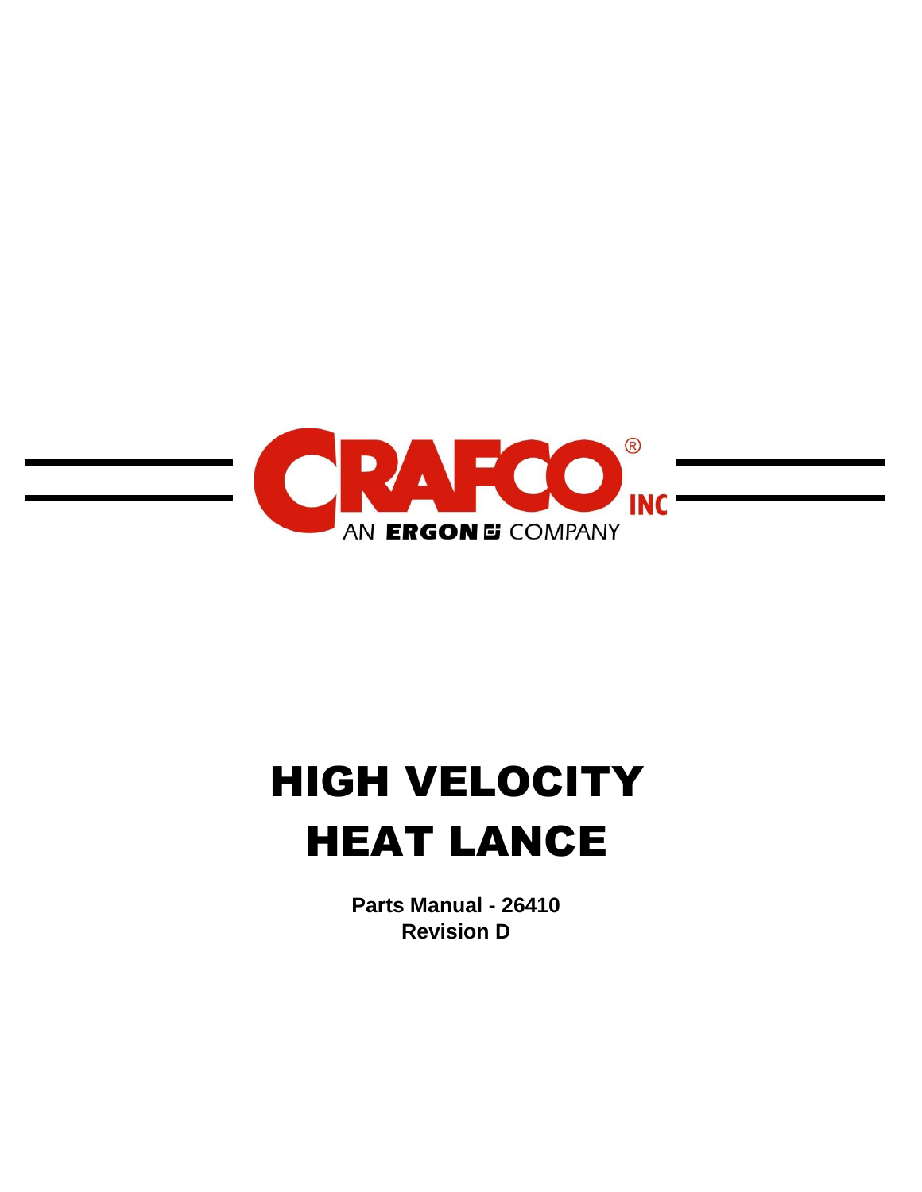CRAFCO® INC

AN ERGON COMPANY

# HIGH VELOCITY HEAT LANCE

**Parts Manual - 26410**
**Revision D**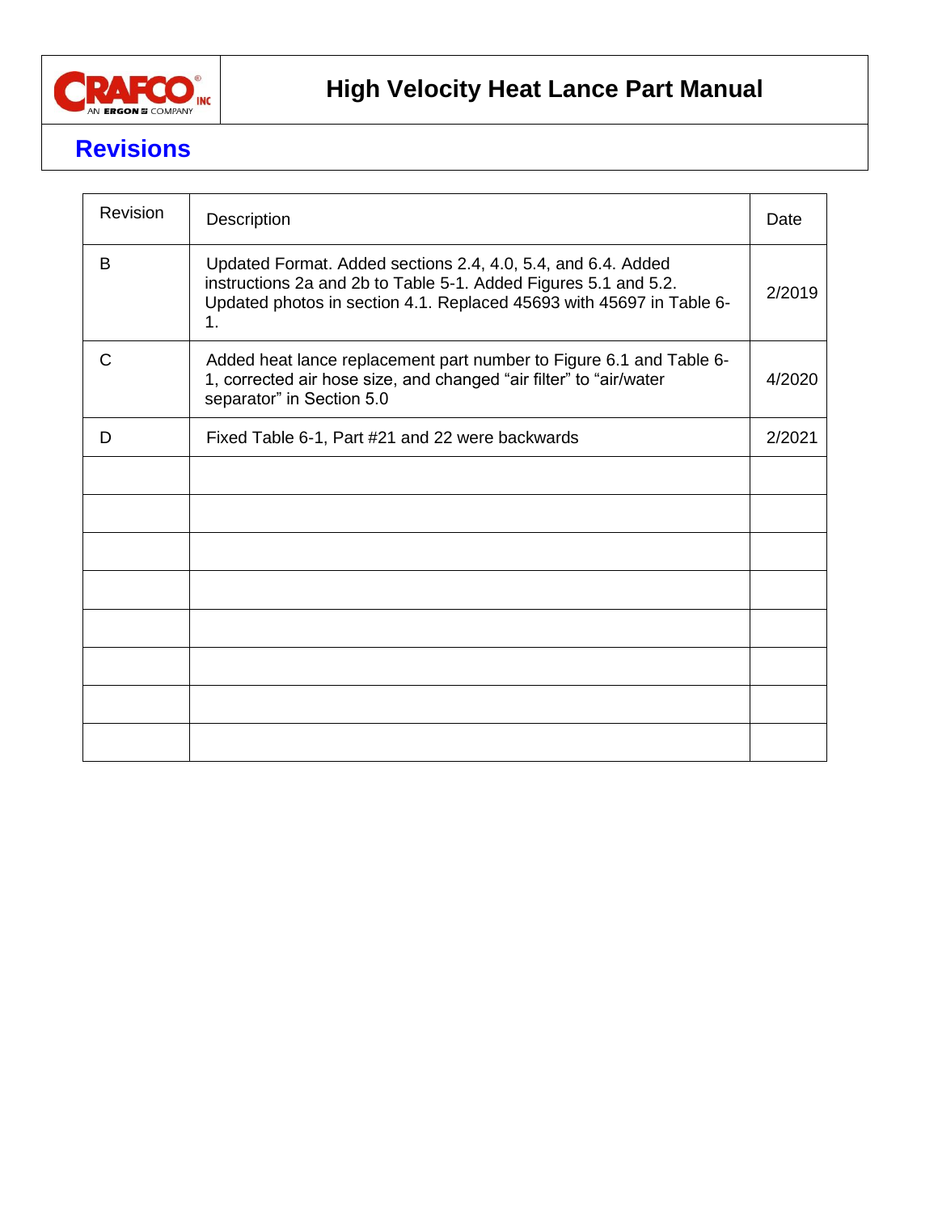## Revisions

| Revision | Description | Date |
|---|---|---|
| B | Updated Format. Added sections 2.4, 4.0, 5.4, and 6.4. Added instructions 2a and 2b to Table 5-1. Added Figures 5.1 and 5.2. Updated photos in section 4.1. Replaced 45693 with 45697 in Table 6-1. | 2/2019 |
| C | Added heat lance replacement part number to Figure 6.1 and Table 6-1, corrected air hose size, and changed "air filter" to "air/water separator" in Section 5.0 | 4/2020 |
| D | Fixed Table 6-1, Part #21 and 22 were backwards | 2/2021 |
| | | |
| | | |
| | | |
| | | |
| | | |
| | | |
| | | |
| | | |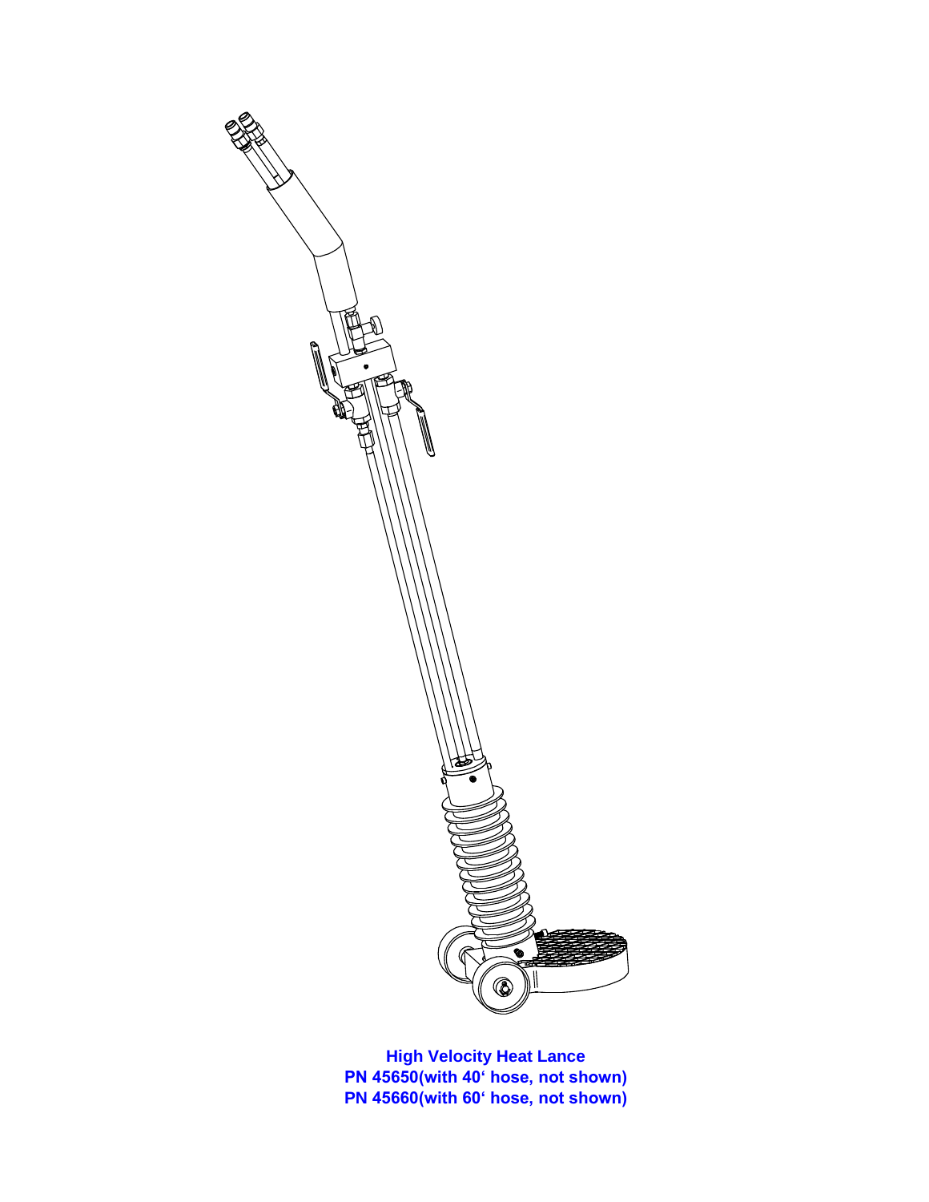**High Velocity Heat Lance**
**PN 45650(with 40' hose, not shown)**
**PN 45660(with 60' hose, not shown)**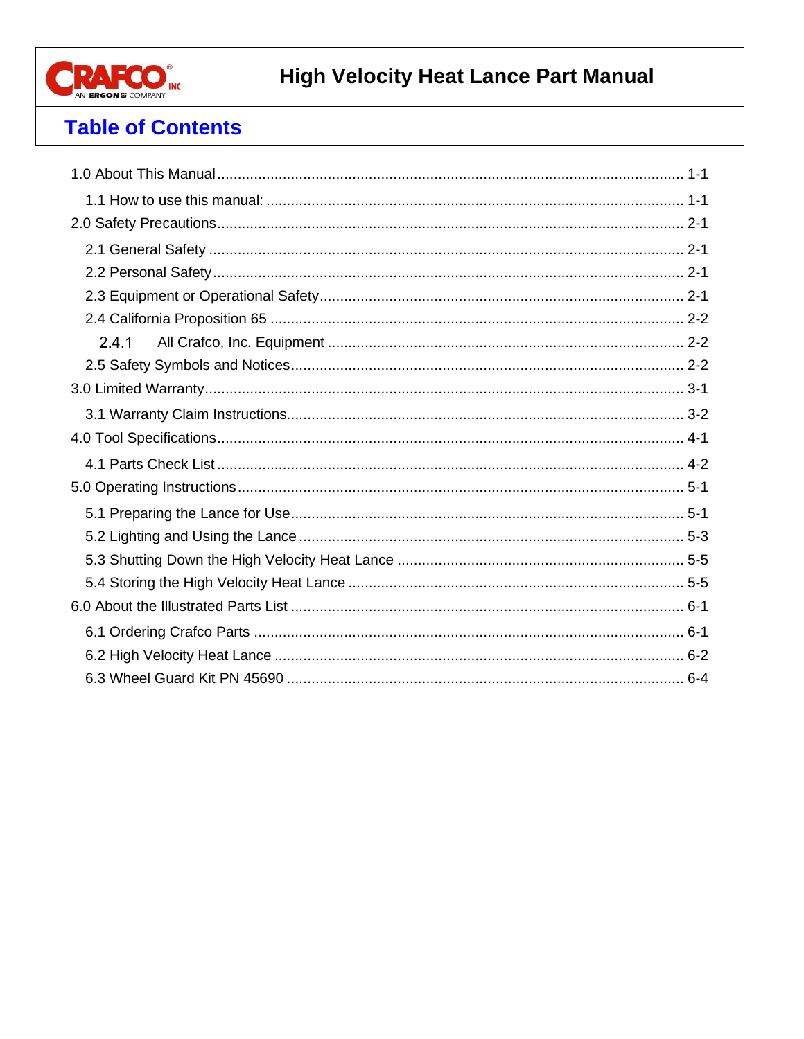## Table of Contents

1.0 About This Manual ........................................................................ 1-1

- 1.1 How to use this manual: ........................................................................ 1-1

2.0 Safety Precautions ........................................................................ 2-1

- 2.1 General Safety ........................................................................ 2-1
- 2.2 Personal Safety ........................................................................ 2-1
- 2.3 Equipment or Operational Safety ........................................................................ 2-1
- 2.4 California Proposition 65 ........................................................................ 2-2
  - 2.4.1 All Crafco, Inc. Equipment ........................................................................ 2-2
- 2.5 Safety Symbols and Notices ........................................................................ 2-2

3.0 Limited Warranty ........................................................................ 3-1

- 3.1 Warranty Claim Instructions ........................................................................ 3-2

4.0 Tool Specifications ........................................................................ 4-1

- 4.1 Parts Check List ........................................................................ 4-2

5.0 Operating Instructions ........................................................................ 5-1

- 5.1 Preparing the Lance for Use ........................................................................ 5-1
- 5.2 Lighting and Using the Lance ........................................................................ 5-3
- 5.3 Shutting Down the High Velocity Heat Lance ........................................................................ 5-5
- 5.4 Storing the High Velocity Heat Lance ........................................................................ 5-5

6.0 About the Illustrated Parts List ........................................................................ 6-1

- 6.1 Ordering Crafco Parts ........................................................................ 6-1
- 6.2 High Velocity Heat Lance ........................................................................ 6-2
- 6.3 Wheel Guard Kit PN 45690 ........................................................................ 6-4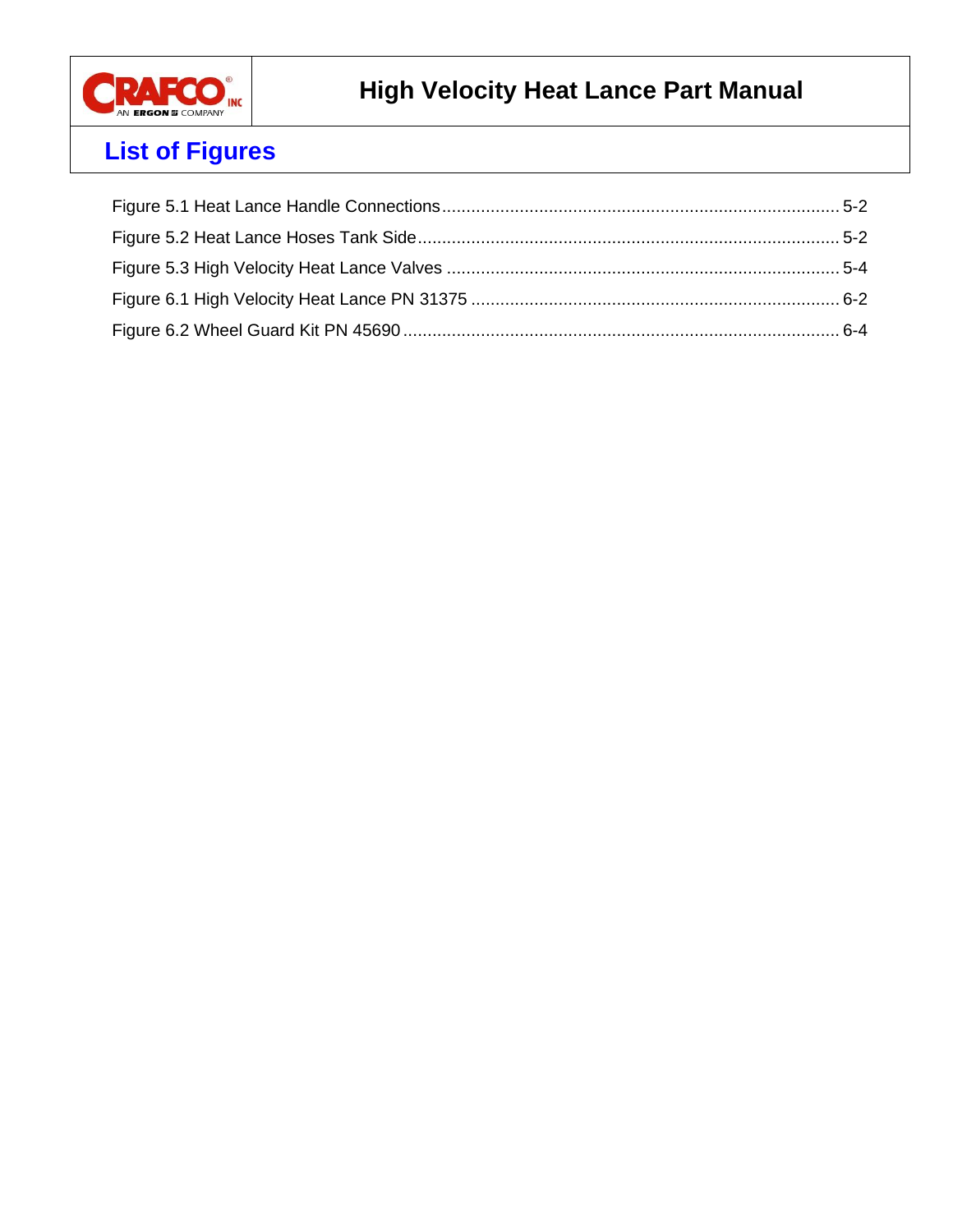## List of Figures

Figure 5.1 Heat Lance Handle Connections ........................................................ 5-2

Figure 5.2 Heat Lance Hoses Tank Side ........................................................ 5-2

Figure 5.3 High Velocity Heat Lance Valves ........................................................ 5-4

Figure 6.1 High Velocity Heat Lance PN 31375 ........................................................ 6-2

Figure 6.2 Wheel Guard Kit PN 45690 ........................................................ 6-4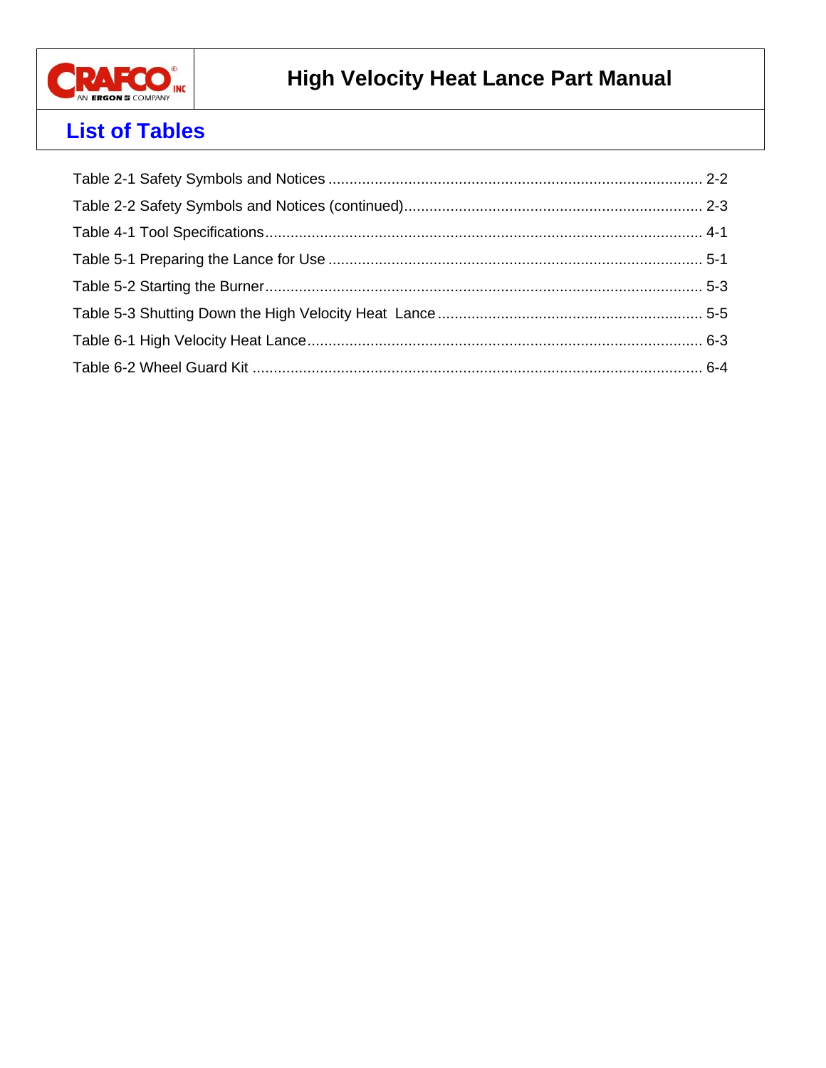## List of Tables

Table 2-1 Safety Symbols and Notices ........................................................................................ 2-2

Table 2-2 Safety Symbols and Notices (continued)...................................................................... 2-3

Table 4-1 Tool Specifications....................................................................................................... 4-1

Table 5-1 Preparing the Lance for Use ........................................................................................ 5-1

Table 5-2 Starting the Burner....................................................................................................... 5-3

Table 5-3 Shutting Down the High Velocity Heat Lance .............................................................. 5-5

Table 6-1 High Velocity Heat Lance............................................................................................. 6-3

Table 6-2 Wheel Guard Kit .......................................................................................................... 6-4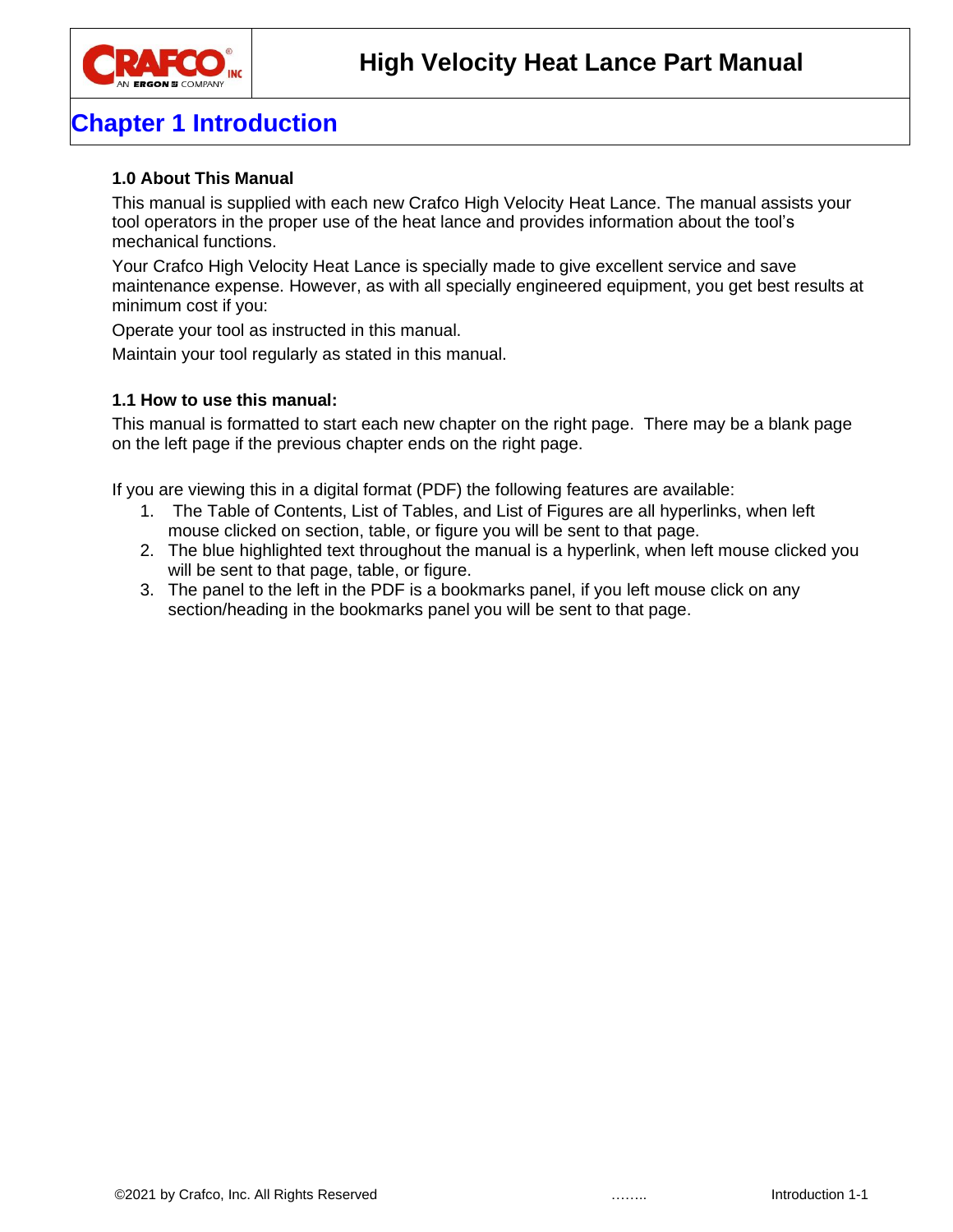# Chapter 1 Introduction

### 1.0 About This Manual

This manual is supplied with each new Crafco High Velocity Heat Lance. The manual assists your tool operators in the proper use of the heat lance and provides information about the tool's mechanical functions.

Your Crafco High Velocity Heat Lance is specially made to give excellent service and save maintenance expense. However, as with all specially engineered equipment, you get best results at minimum cost if you:

Operate your tool as instructed in this manual.

Maintain your tool regularly as stated in this manual.

### 1.1 How to use this manual:

This manual is formatted to start each new chapter on the right page. There may be a blank page on the left page if the previous chapter ends on the right page.

If you are viewing this in a digital format (PDF) the following features are available:

1. The Table of Contents, List of Tables, and List of Figures are all hyperlinks, when left mouse clicked on section, table, or figure you will be sent to that page.
2. The blue highlighted text throughout the manual is a hyperlink, when left mouse clicked you will be sent to that page, table, or figure.
3. The panel to the left in the PDF is a bookmarks panel, if you left mouse click on any section/heading in the bookmarks panel you will be sent to that page.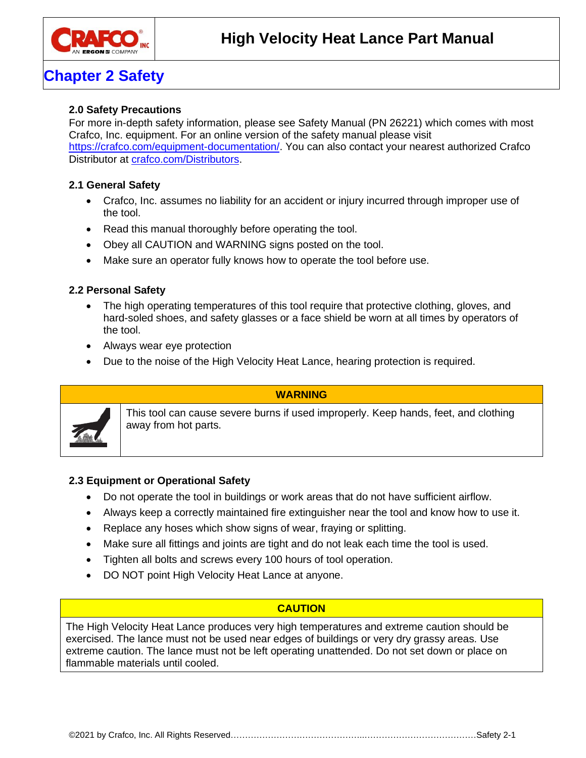# Chapter 2 Safety

### 2.0 Safety Precautions

For more in-depth safety information, please see Safety Manual (PN 26221) which comes with most Crafco, Inc. equipment. For an online version of the safety manual please visit https://crafco.com/equipment-documentation/. You can also contact your nearest authorized Crafco Distributor at crafco.com/Distributors.

### 2.1 General Safety

- Crafco, Inc. assumes no liability for an accident or injury incurred through improper use of the tool.
- Read this manual thoroughly before operating the tool.
- Obey all CAUTION and WARNING signs posted on the tool.
- Make sure an operator fully knows how to operate the tool before use.

### 2.2 Personal Safety

- The high operating temperatures of this tool require that protective clothing, gloves, and hard-soled shoes, and safety glasses or a face shield be worn at all times by operators of the tool.
- Always wear eye protection
- Due to the noise of the High Velocity Heat Lance, hearing protection is required.

| WARNING |
| --- |
| This tool can cause severe burns if used improperly. Keep hands, feet, and clothing away from hot parts. |

### 2.3 Equipment or Operational Safety

- Do not operate the tool in buildings or work areas that do not have sufficient airflow.
- Always keep a correctly maintained fire extinguisher near the tool and know how to use it.
- Replace any hoses which show signs of wear, fraying or splitting.
- Make sure all fittings and joints are tight and do not leak each time the tool is used.
- Tighten all bolts and screws every 100 hours of tool operation.
- DO NOT point High Velocity Heat Lance at anyone.

| CAUTION |
| --- |
| The High Velocity Heat Lance produces very high temperatures and extreme caution should be exercised. The lance must not be used near edges of buildings or very dry grassy areas. Use extreme caution. The lance must not be left operating unattended. Do not set down or place on flammable materials until cooled. |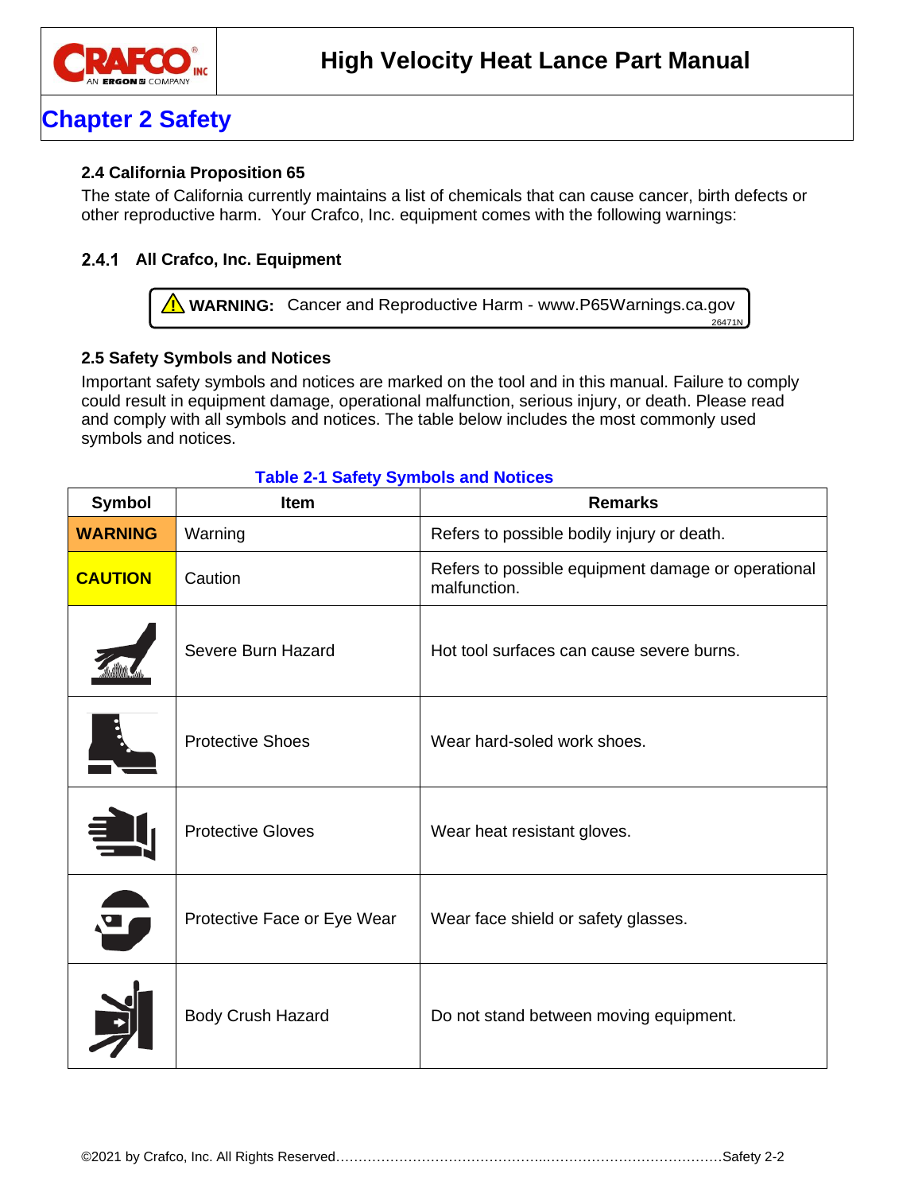## Chapter 2 Safety

### 2.4 California Proposition 65

The state of California currently maintains a list of chemicals that can cause cancer, birth defects or other reproductive harm. Your Crafco, Inc. equipment comes with the following warnings:

#### 2.4.1 All Crafco, Inc. Equipment

⚠ **WARNING:** Cancer and Reproductive Harm - www.P65Warnings.ca.gov
26471N

### 2.5 Safety Symbols and Notices

Important safety symbols and notices are marked on the tool and in this manual. Failure to comply could result in equipment damage, operational malfunction, serious injury, or death. Please read and comply with all symbols and notices. The table below includes the most commonly used symbols and notices.

**Table 2-1 Safety Symbols and Notices**

| Symbol | Item | Remarks |
|---|---|---|
| **WARNING** | Warning | Refers to possible bodily injury or death. |
| **CAUTION** | Caution | Refers to possible equipment damage or operational malfunction. |
| | Severe Burn Hazard | Hot tool surfaces can cause severe burns. |
| | Protective Shoes | Wear hard-soled work shoes. |
| | Protective Gloves | Wear heat resistant gloves. |
| | Protective Face or Eye Wear | Wear face shield or safety glasses. |
| | Body Crush Hazard | Do not stand between moving equipment. |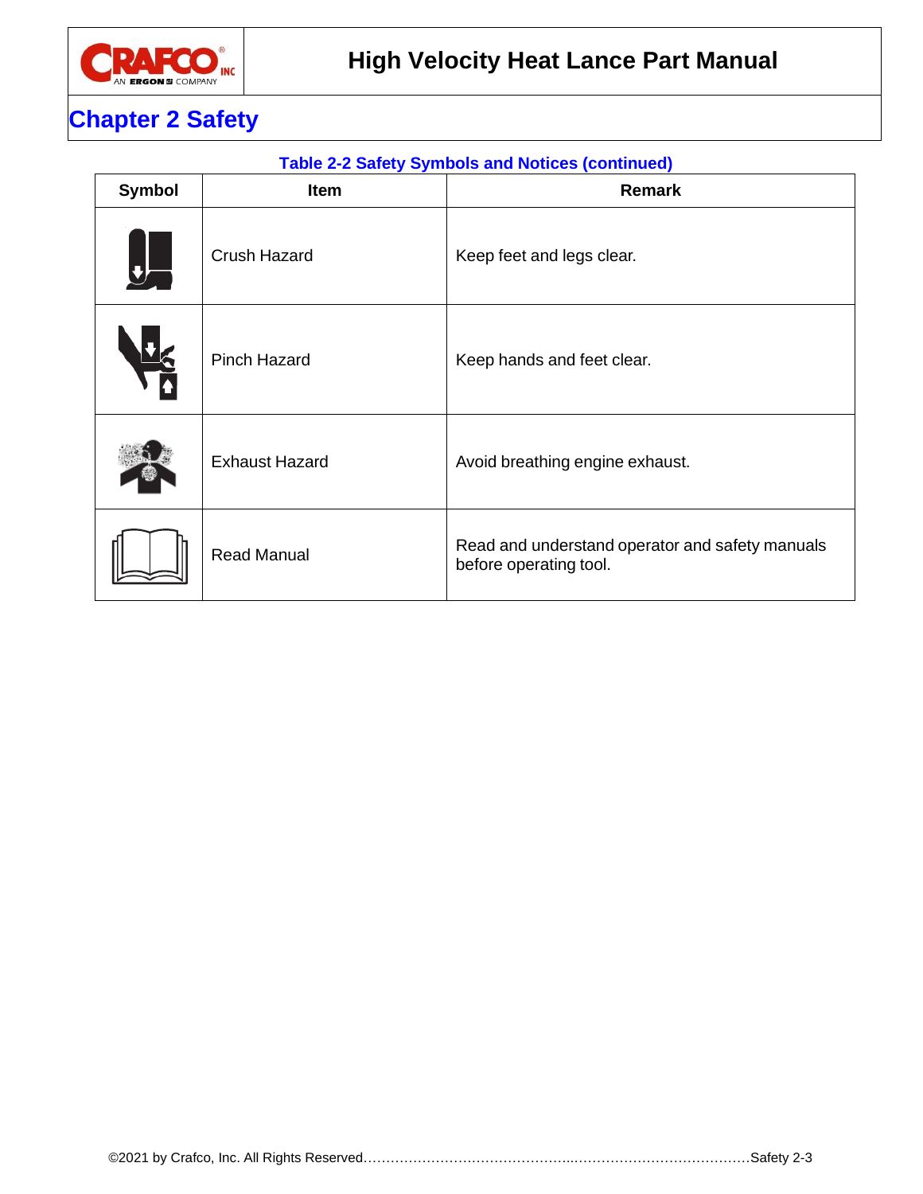## Chapter 2 Safety

**Table 2-2 Safety Symbols and Notices (continued)**

| Symbol | Item | Remark |
| --- | --- | --- |
| | Crush Hazard | Keep feet and legs clear. |
| | Pinch Hazard | Keep hands and feet clear. |
| | Exhaust Hazard | Avoid breathing engine exhaust. |
| | Read Manual | Read and understand operator and safety manuals before operating tool. |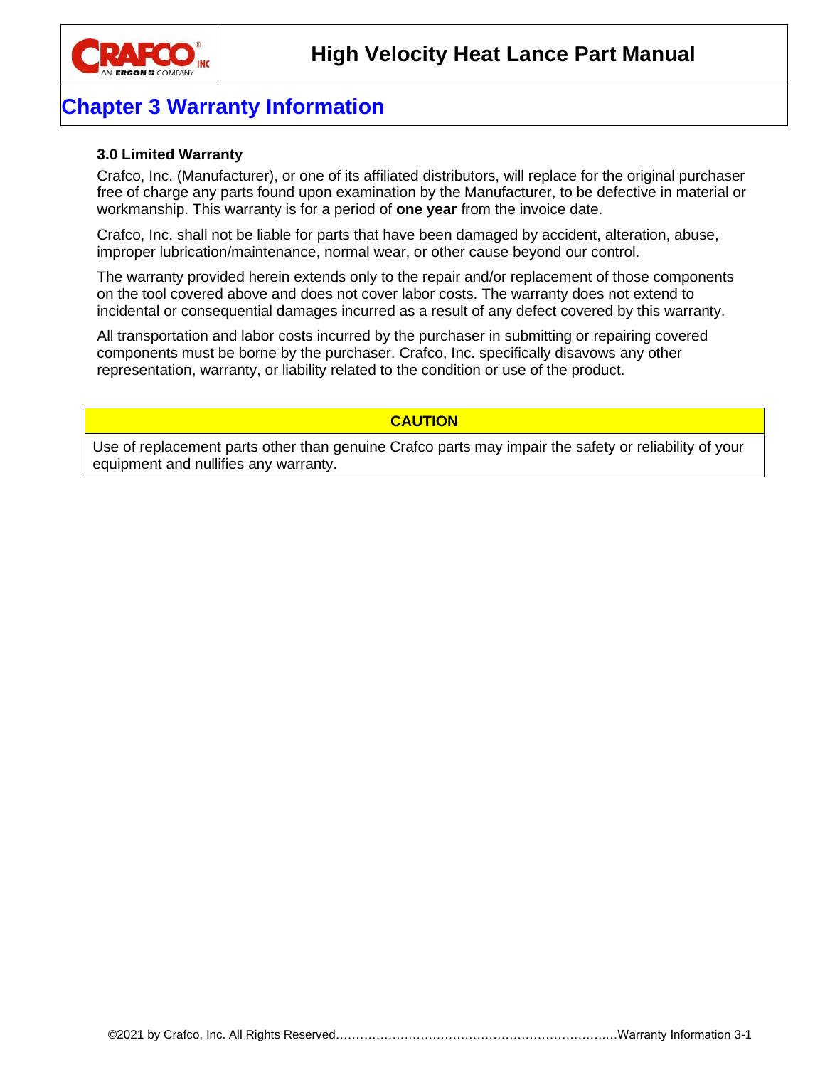# Chapter 3 Warranty Information

### 3.0 Limited Warranty

Crafco, Inc. (Manufacturer), or one of its affiliated distributors, will replace for the original purchaser free of charge any parts found upon examination by the Manufacturer, to be defective in material or workmanship. This warranty is for a period of **one year** from the invoice date.

Crafco, Inc. shall not be liable for parts that have been damaged by accident, alteration, abuse, improper lubrication/maintenance, normal wear, or other cause beyond our control.

The warranty provided herein extends only to the repair and/or replacement of those components on the tool covered above and does not cover labor costs. The warranty does not extend to incidental or consequential damages incurred as a result of any defect covered by this warranty.

All transportation and labor costs incurred by the purchaser in submitting or repairing covered components must be borne by the purchaser. Crafco, Inc. specifically disavows any other representation, warranty, or liability related to the condition or use of the product.

| CAUTION |
| --- |
| Use of replacement parts other than genuine Crafco parts may impair the safety or reliability of your equipment and nullifies any warranty. |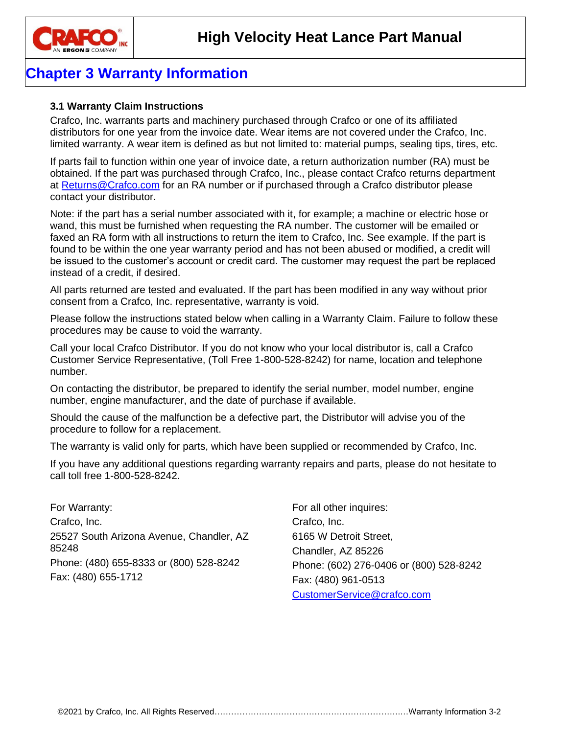# Chapter 3 Warranty Information

### 3.1 Warranty Claim Instructions

Crafco, Inc. warrants parts and machinery purchased through Crafco or one of its affiliated distributors for one year from the invoice date. Wear items are not covered under the Crafco, Inc. limited warranty. A wear item is defined as but not limited to: material pumps, sealing tips, tires, etc.

If parts fail to function within one year of invoice date, a return authorization number (RA) must be obtained. If the part was purchased through Crafco, Inc., please contact Crafco returns department at Returns@Crafco.com for an RA number or if purchased through a Crafco distributor please contact your distributor.

Note: if the part has a serial number associated with it, for example; a machine or electric hose or wand, this must be furnished when requesting the RA number. The customer will be emailed or faxed an RA form with all instructions to return the item to Crafco, Inc. See example. If the part is found to be within the one year warranty period and has not been abused or modified, a credit will be issued to the customer's account or credit card. The customer may request the part be replaced instead of a credit, if desired.

All parts returned are tested and evaluated. If the part has been modified in any way without prior consent from a Crafco, Inc. representative, warranty is void.

Please follow the instructions stated below when calling in a Warranty Claim. Failure to follow these procedures may be cause to void the warranty.

Call your local Crafco Distributor. If you do not know who your local distributor is, call a Crafco Customer Service Representative, (Toll Free 1-800-528-8242) for name, location and telephone number.

On contacting the distributor, be prepared to identify the serial number, model number, engine number, engine manufacturer, and the date of purchase if available.

Should the cause of the malfunction be a defective part, the Distributor will advise you of the procedure to follow for a replacement.

The warranty is valid only for parts, which have been supplied or recommended by Crafco, Inc.

If you have any additional questions regarding warranty repairs and parts, please do not hesitate to call toll free 1-800-528-8242.

For Warranty:
Crafco, Inc.
25527 South Arizona Avenue, Chandler, AZ 85248
Phone: (480) 655-8333 or (800) 528-8242
Fax: (480) 655-1712

For all other inquires:
Crafco, Inc.
6165 W Detroit Street,
Chandler, AZ 85226
Phone: (602) 276-0406 or (800) 528-8242
Fax: (480) 961-0513
CustomerService@crafco.com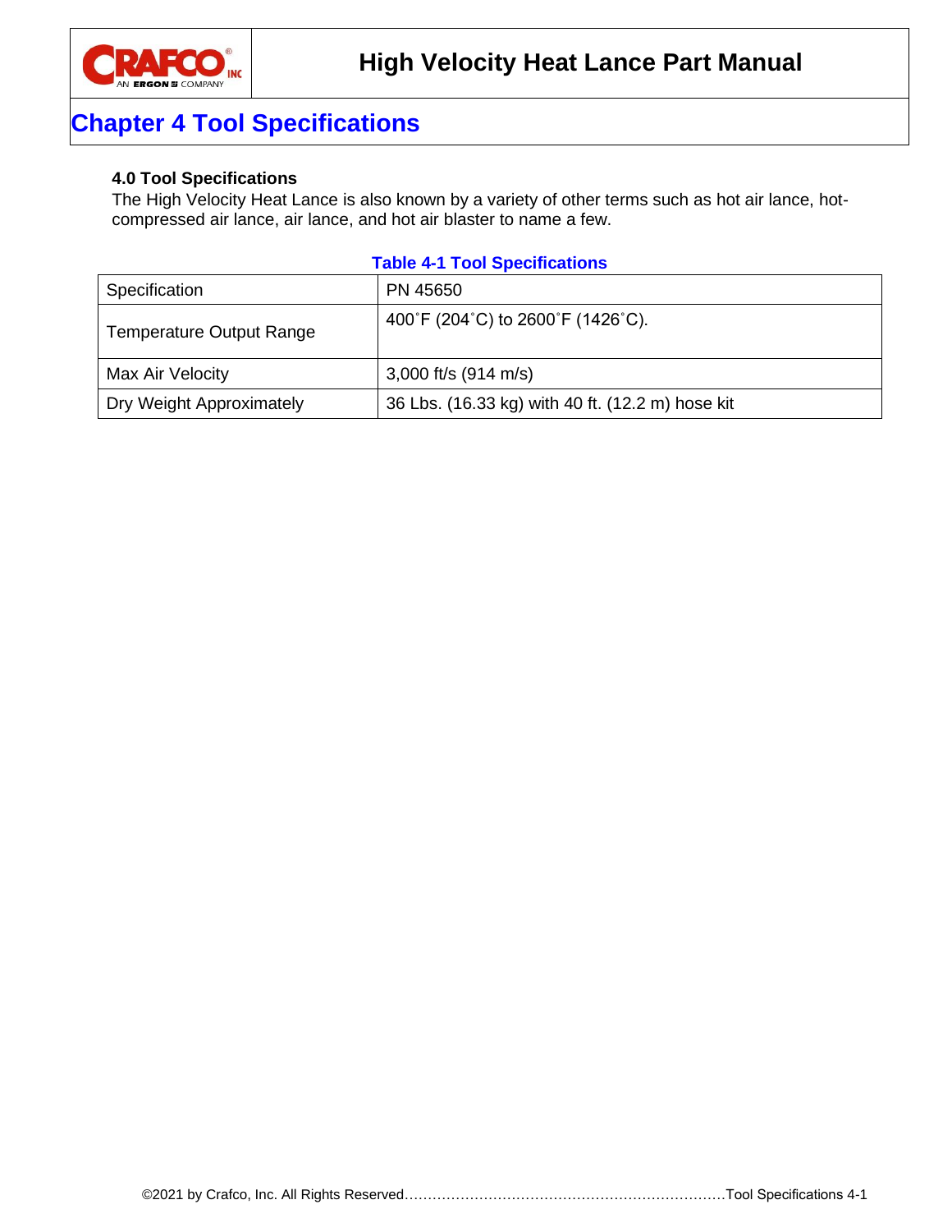# Chapter 4 Tool Specifications

### 4.0 Tool Specifications

The High Velocity Heat Lance is also known by a variety of other terms such as hot air lance, hot-compressed air lance, air lance, and hot air blaster to name a few.

**Table 4-1 Tool Specifications**

| Specification | PN 45650 |
|---|---|
| Temperature Output Range | 400˚F (204˚C) to 2600˚F (1426˚C). |
| Max Air Velocity | 3,000 ft/s (914 m/s) |
| Dry Weight Approximately | 36 Lbs. (16.33 kg) with 40 ft. (12.2 m) hose kit |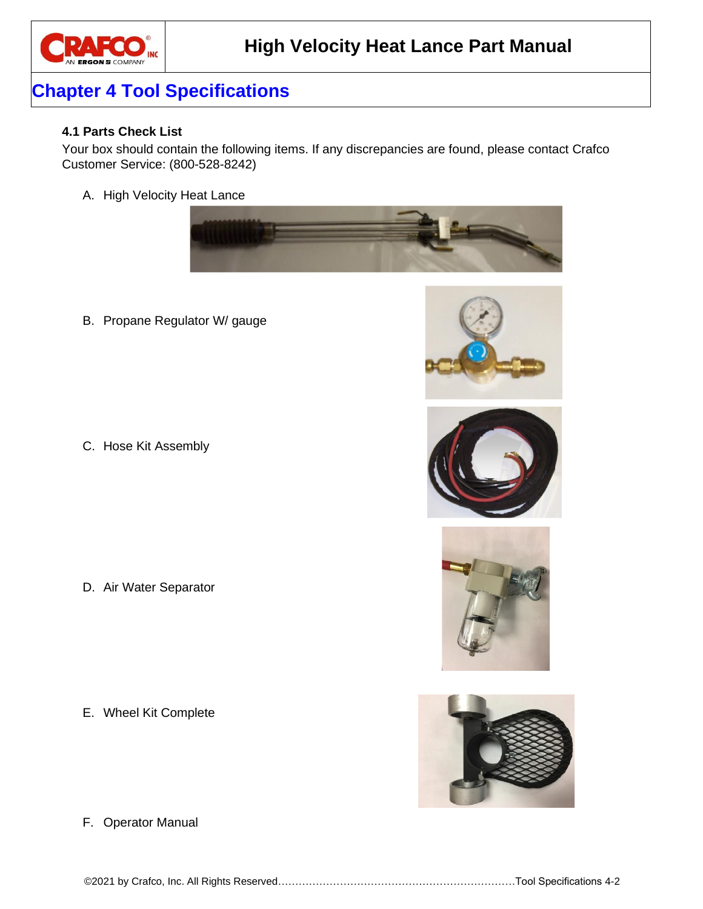## Chapter 4 Tool Specifications

### 4.1 Parts Check List

Your box should contain the following items. If any discrepancies are found, please contact Crafco Customer Service: (800-528-8242)

A. High Velocity Heat Lance

B. Propane Regulator W/ gauge

C. Hose Kit Assembly

D. Air Water Separator

E. Wheel Kit Complete

F. Operator Manual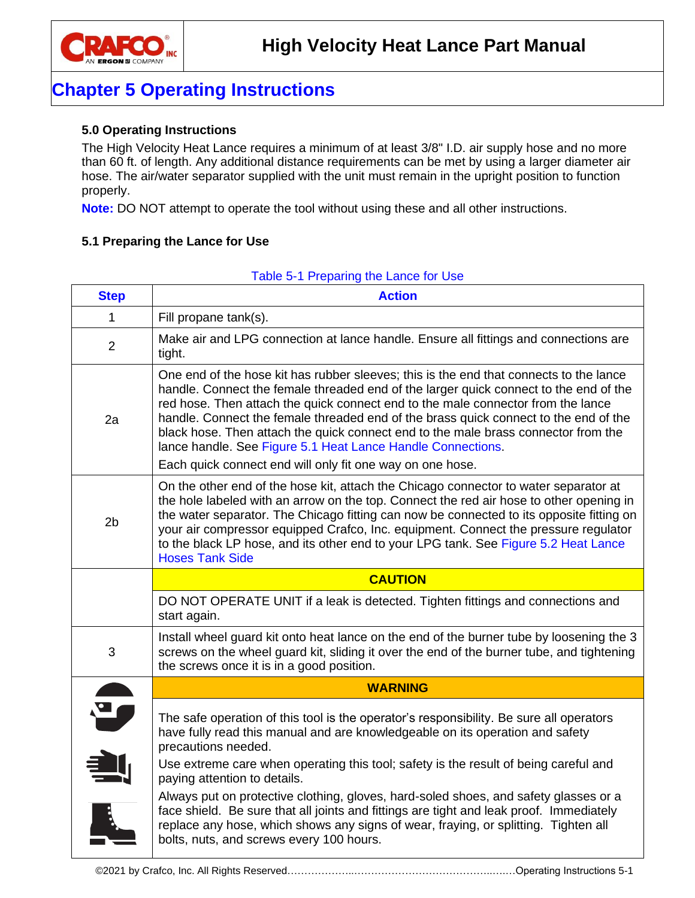# Chapter 5 Operating Instructions

### 5.0 Operating Instructions

The High Velocity Heat Lance requires a minimum of at least 3/8" I.D. air supply hose and no more than 60 ft. of length. Any additional distance requirements can be met by using a larger diameter air hose. The air/water separator supplied with the unit must remain in the upright position to function properly.

**Note:** DO NOT attempt to operate the tool without using these and all other instructions.

### 5.1 Preparing the Lance for Use

Table 5-1 Preparing the Lance for Use

| Step | Action |
|---|---|
| 1 | Fill propane tank(s). |
| 2 | Make air and LPG connection at lance handle. Ensure all fittings and connections are tight. |
| 2a | One end of the hose kit has rubber sleeves; this is the end that connects to the lance handle. Connect the female threaded end of the larger quick connect to the end of the red hose. Then attach the quick connect end to the male connector from the lance handle. Connect the female threaded end of the brass quick connect to the end of the black hose. Then attach the quick connect end to the male brass connector from the lance handle. See Figure 5.1 Heat Lance Handle Connections. Each quick connect end will only fit one way on one hose. |
| 2b | On the other end of the hose kit, attach the Chicago connector to water separator at the hole labeled with an arrow on the top. Connect the red air hose to other opening in the water separator. The Chicago fitting can now be connected to its opposite fitting on your air compressor equipped Crafco, Inc. equipment. Connect the pressure regulator to the black LP hose, and its other end to your LPG tank. See Figure 5.2 Heat Lance Hoses Tank Side |
| | **CAUTION** |
| | DO NOT OPERATE UNIT if a leak is detected. Tighten fittings and connections and start again. |
| 3 | Install wheel guard kit onto heat lance on the end of the burner tube by loosening the 3 screws on the wheel guard kit, sliding it over the end of the burner tube, and tightening the screws once it is in a good position. |
| | **WARNING** |
| | The safe operation of this tool is the operator's responsibility. Be sure all operators have fully read this manual and are knowledgeable on its operation and safety precautions needed. Use extreme care when operating this tool; safety is the result of being careful and paying attention to details. Always put on protective clothing, gloves, hard-soled shoes, and safety glasses or a face shield. Be sure that all joints and fittings are tight and leak proof. Immediately replace any hose, which shows any signs of wear, fraying, or splitting. Tighten all bolts, nuts, and screws every 100 hours. |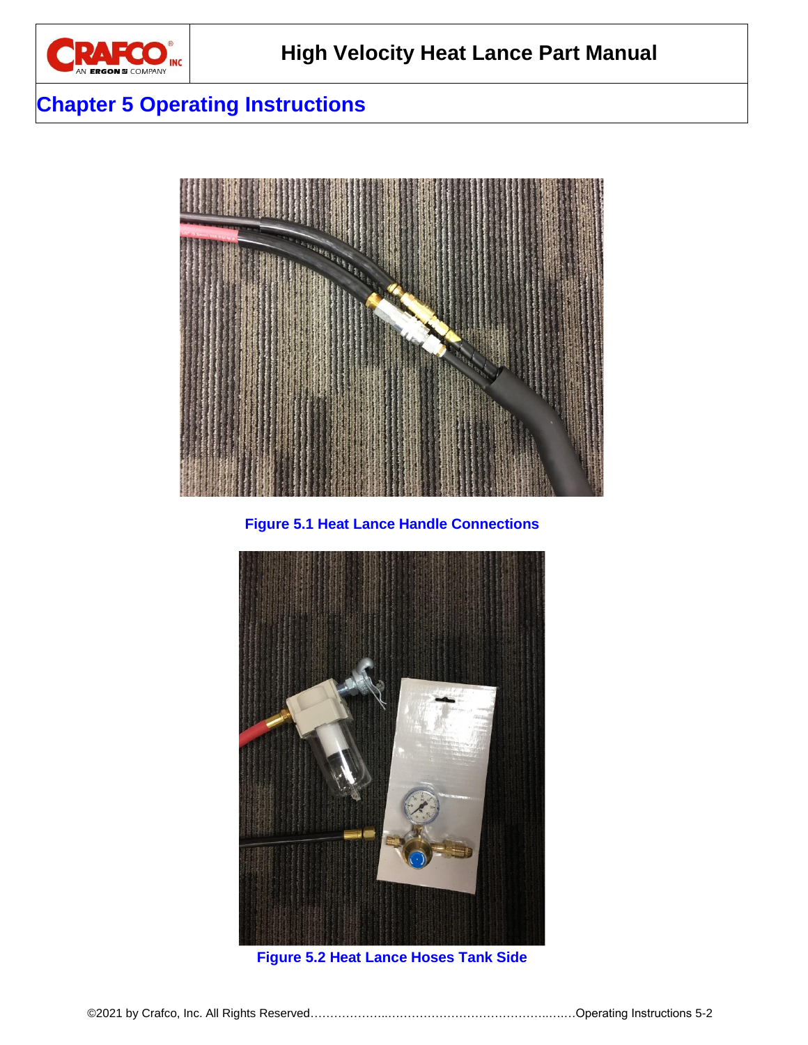# Chapter 5 Operating Instructions

Figure 5.1 Heat Lance Handle Connections

Figure 5.2 Heat Lance Hoses Tank Side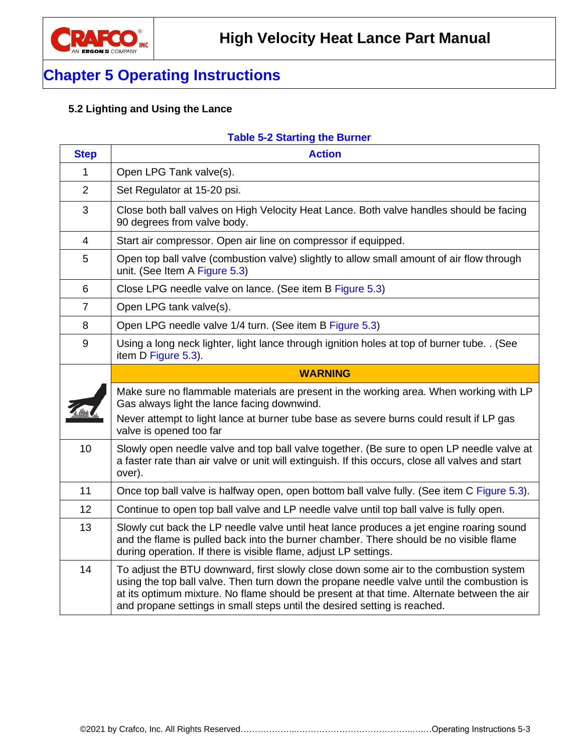## Chapter 5 Operating Instructions

### 5.2 Lighting and Using the Lance

**Table 5-2 Starting the Burner**

| Step | Action |
|---|---|
| 1 | Open LPG Tank valve(s). |
| 2 | Set Regulator at 15-20 psi. |
| 3 | Close both ball valves on High Velocity Heat Lance. Both valve handles should be facing 90 degrees from valve body. |
| 4 | Start air compressor. Open air line on compressor if equipped. |
| 5 | Open top ball valve (combustion valve) slightly to allow small amount of air flow through unit. (See Item A Figure 5.3) |
| 6 | Close LPG needle valve on lance. (See item B Figure 5.3) |
| 7 | Open LPG tank valve(s). |
| 8 | Open LPG needle valve 1/4 turn. (See item B Figure 5.3) |
| 9 | Using a long neck lighter, light lance through ignition holes at top of burner tube. . (See item D Figure 5.3). |
| | **WARNING** |
| | Make sure no flammable materials are present in the working area. When working with LP Gas always light the lance facing downwind. Never attempt to light lance at burner tube base as severe burns could result if LP gas valve is opened too far |
| 10 | Slowly open needle valve and top ball valve together. (Be sure to open LP needle valve at a faster rate than air valve or unit will extinguish. If this occurs, close all valves and start over). |
| 11 | Once top ball valve is halfway open, open bottom ball valve fully. (See item C Figure 5.3). |
| 12 | Continue to open top ball valve and LP needle valve until top ball valve is fully open. |
| 13 | Slowly cut back the LP needle valve until heat lance produces a jet engine roaring sound and the flame is pulled back into the burner chamber. There should be no visible flame during operation. If there is visible flame, adjust LP settings. |
| 14 | To adjust the BTU downward, first slowly close down some air to the combustion system using the top ball valve. Then turn down the propane needle valve until the combustion is at its optimum mixture. No flame should be present at that time. Alternate between the air and propane settings in small steps until the desired setting is reached. |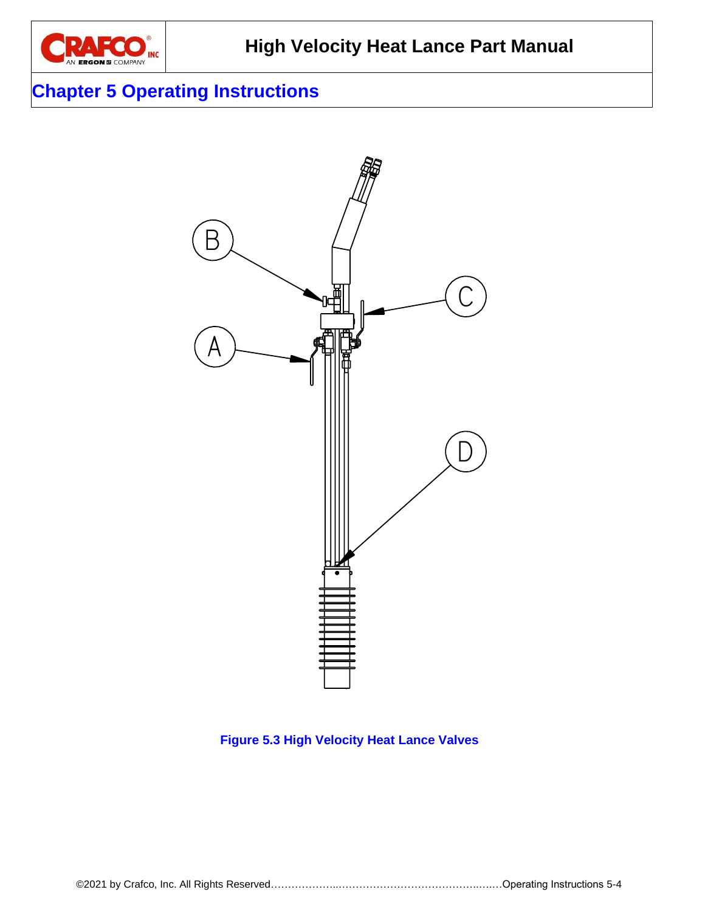# Chapter 5 Operating Instructions

Figure 5.3 High Velocity Heat Lance Valves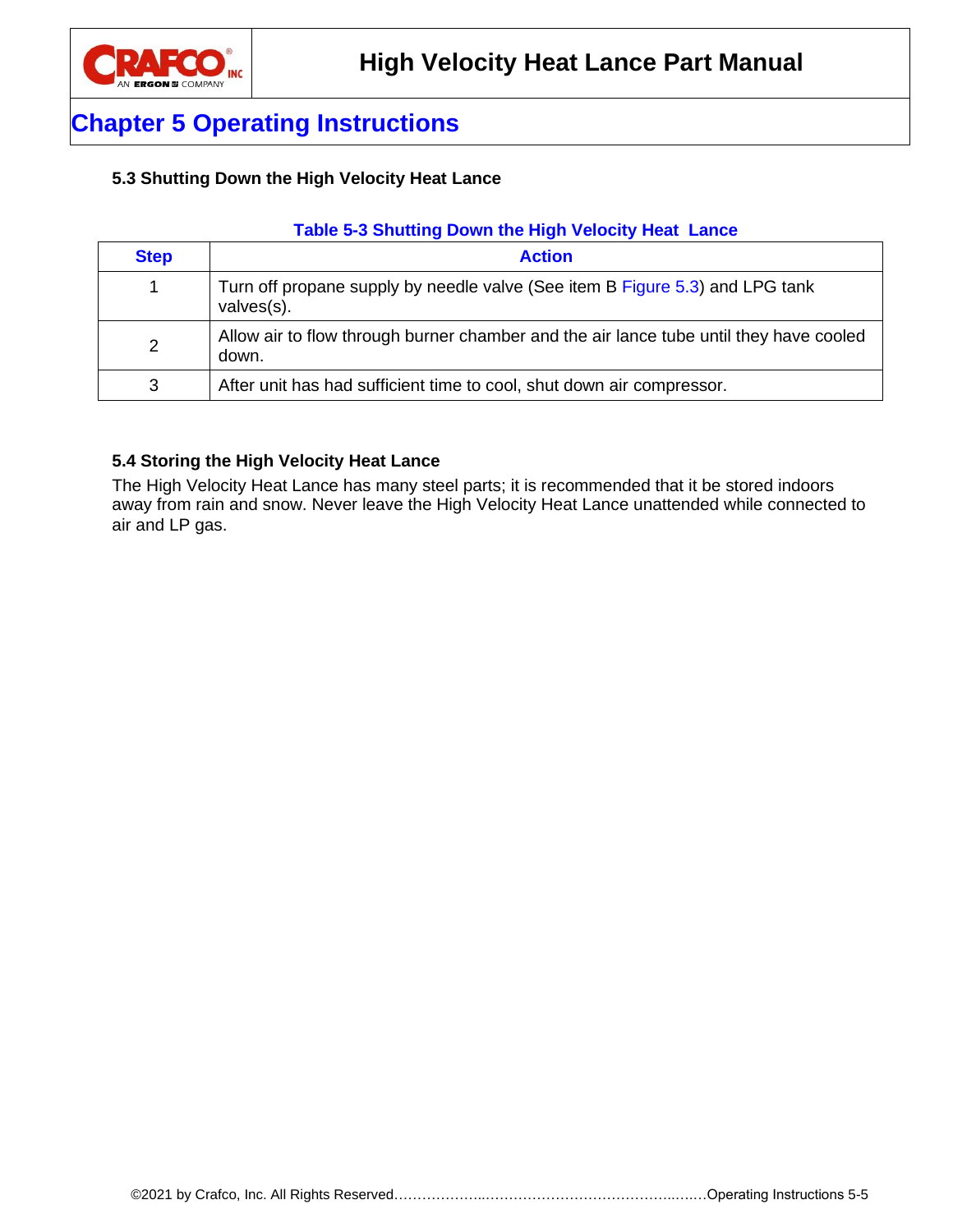# Chapter 5 Operating Instructions

### 5.3 Shutting Down the High Velocity Heat Lance

**Table 5-3 Shutting Down the High Velocity Heat Lance**

| Step | Action |
|---|---|
| 1 | Turn off propane supply by needle valve (See item B Figure 5.3) and LPG tank valves(s). |
| 2 | Allow air to flow through burner chamber and the air lance tube until they have cooled down. |
| 3 | After unit has had sufficient time to cool, shut down air compressor. |

### 5.4 Storing the High Velocity Heat Lance

The High Velocity Heat Lance has many steel parts; it is recommended that it be stored indoors away from rain and snow. Never leave the High Velocity Heat Lance unattended while connected to air and LP gas.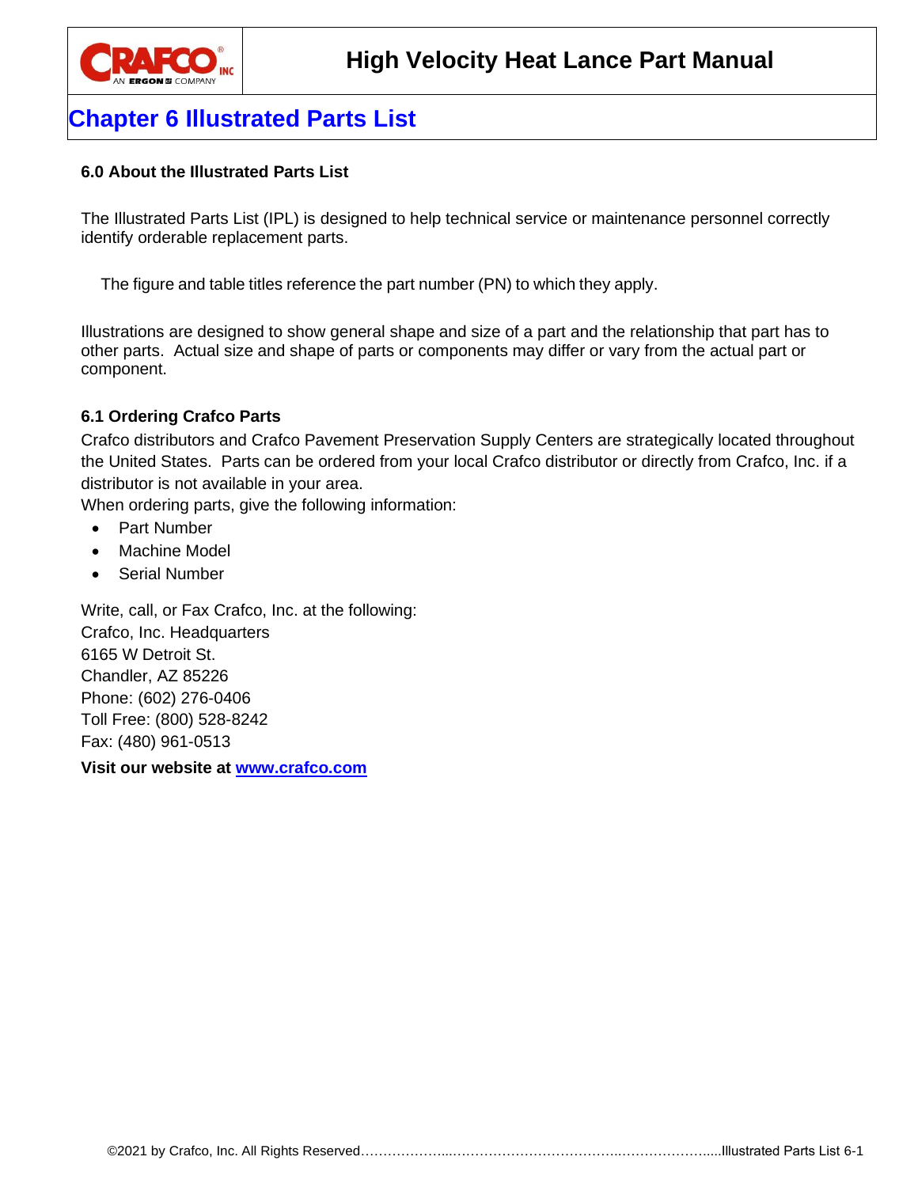# Chapter 6 Illustrated Parts List

### 6.0 About the Illustrated Parts List

The Illustrated Parts List (IPL) is designed to help technical service or maintenance personnel correctly identify orderable replacement parts.

The figure and table titles reference the part number (PN) to which they apply.

Illustrations are designed to show general shape and size of a part and the relationship that part has to other parts. Actual size and shape of parts or components may differ or vary from the actual part or component.

### 6.1 Ordering Crafco Parts

Crafco distributors and Crafco Pavement Preservation Supply Centers are strategically located throughout the United States. Parts can be ordered from your local Crafco distributor or directly from Crafco, Inc. if a distributor is not available in your area.

When ordering parts, give the following information:

- Part Number
- Machine Model
- Serial Number

Write, call, or Fax Crafco, Inc. at the following:
Crafco, Inc. Headquarters
6165 W Detroit St.
Chandler, AZ 85226
Phone: (602) 276-0406
Toll Free: (800) 528-8242
Fax: (480) 961-0513

**Visit our website at [www.crafco.com](http://www.crafco.com)**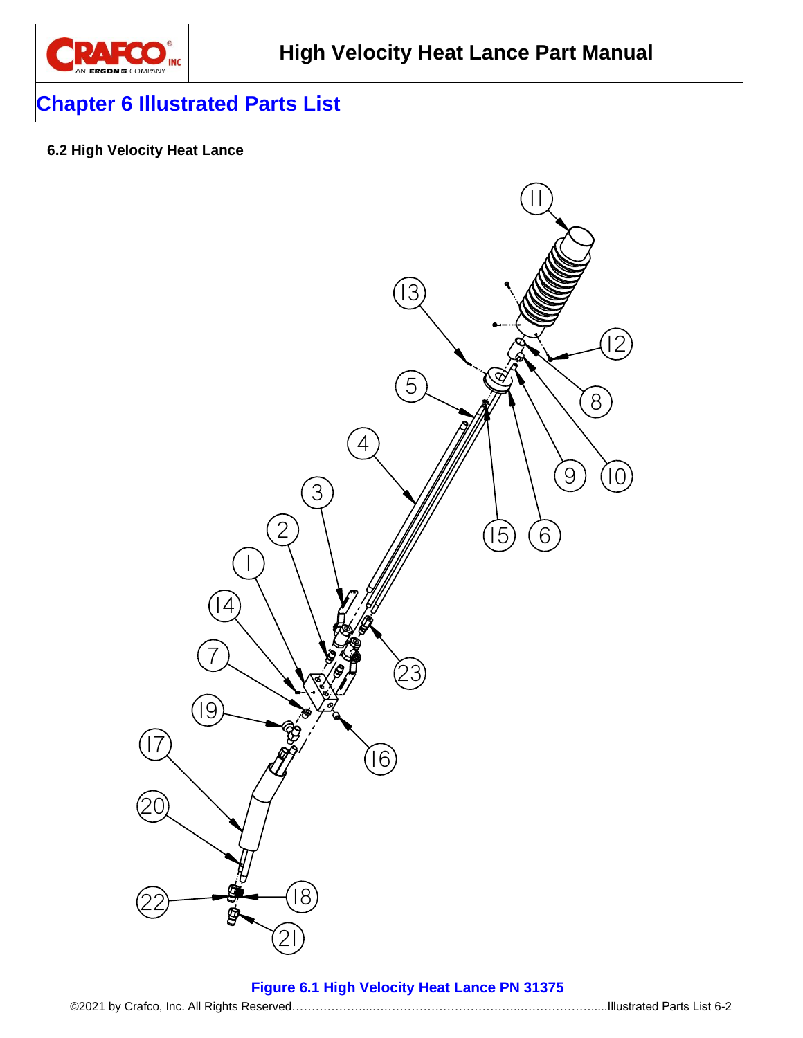## Chapter 6 Illustrated Parts List

### 6.2 High Velocity Heat Lance

**Figure 6.1 High Velocity Heat Lance PN 31375**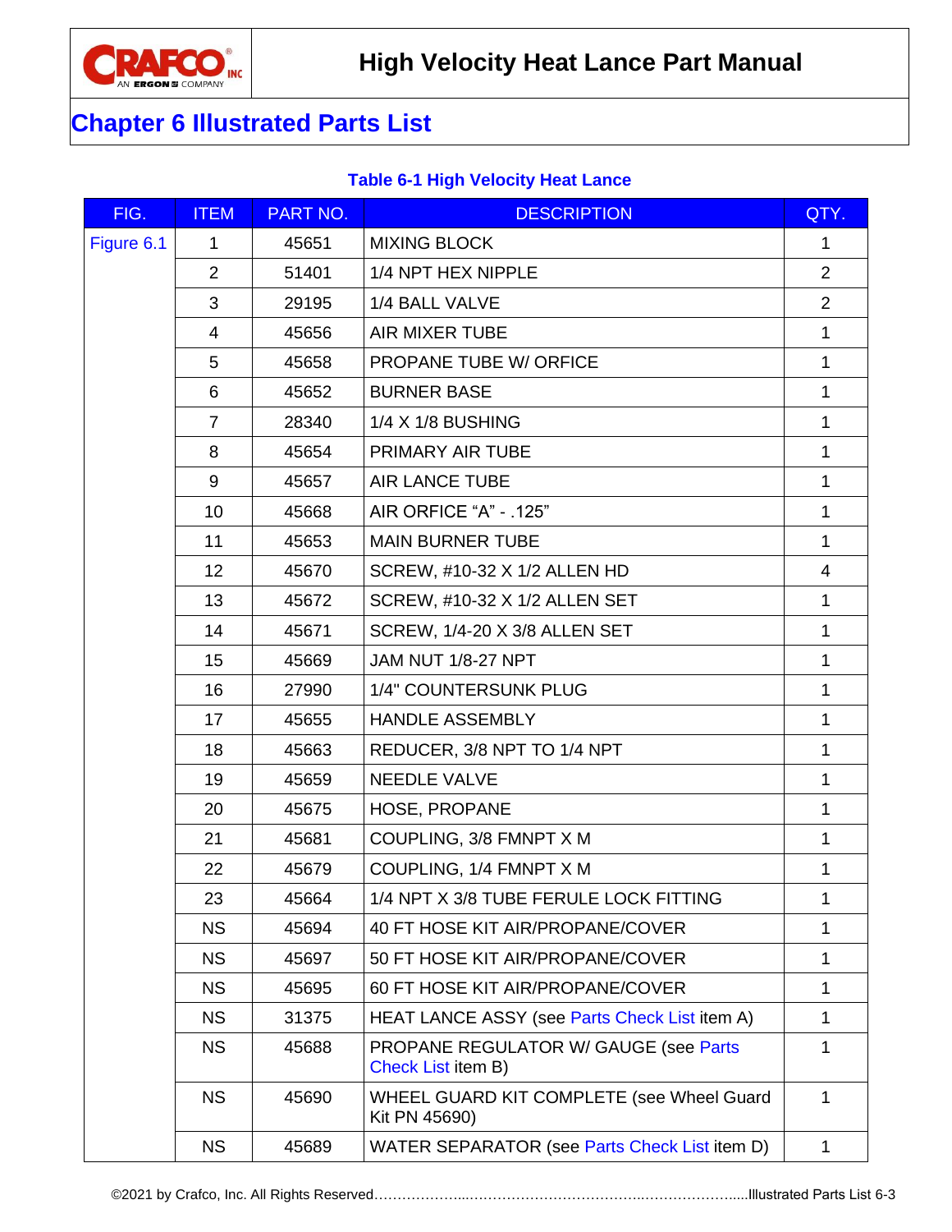# Chapter 6 Illustrated Parts List

**Table 6-1 High Velocity Heat Lance**

| FIG. | ITEM | PART NO. | DESCRIPTION | QTY. |
|---|---|---|---|---|
| Figure 6.1 | 1 | 45651 | MIXING BLOCK | 1 |
| | 2 | 51401 | 1/4 NPT HEX NIPPLE | 2 |
| | 3 | 29195 | 1/4 BALL VALVE | 2 |
| | 4 | 45656 | AIR MIXER TUBE | 1 |
| | 5 | 45658 | PROPANE TUBE W/ ORFICE | 1 |
| | 6 | 45652 | BURNER BASE | 1 |
| | 7 | 28340 | 1/4 X 1/8 BUSHING | 1 |
| | 8 | 45654 | PRIMARY AIR TUBE | 1 |
| | 9 | 45657 | AIR LANCE TUBE | 1 |
| | 10 | 45668 | AIR ORFICE “A” - .125” | 1 |
| | 11 | 45653 | MAIN BURNER TUBE | 1 |
| | 12 | 45670 | SCREW, #10-32 X 1/2 ALLEN HD | 4 |
| | 13 | 45672 | SCREW, #10-32 X 1/2 ALLEN SET | 1 |
| | 14 | 45671 | SCREW, 1/4-20 X 3/8 ALLEN SET | 1 |
| | 15 | 45669 | JAM NUT 1/8-27 NPT | 1 |
| | 16 | 27990 | 1/4" COUNTERSUNK PLUG | 1 |
| | 17 | 45655 | HANDLE ASSEMBLY | 1 |
| | 18 | 45663 | REDUCER, 3/8 NPT TO 1/4 NPT | 1 |
| | 19 | 45659 | NEEDLE VALVE | 1 |
| | 20 | 45675 | HOSE, PROPANE | 1 |
| | 21 | 45681 | COUPLING, 3/8 FMNPT X M | 1 |
| | 22 | 45679 | COUPLING, 1/4 FMNPT X M | 1 |
| | 23 | 45664 | 1/4 NPT X 3/8 TUBE FERULE LOCK FITTING | 1 |
| | NS | 45694 | 40 FT HOSE KIT AIR/PROPANE/COVER | 1 |
| | NS | 45697 | 50 FT HOSE KIT AIR/PROPANE/COVER | 1 |
| | NS | 45695 | 60 FT HOSE KIT AIR/PROPANE/COVER | 1 |
| | NS | 31375 | HEAT LANCE ASSY (see Parts Check List item A) | 1 |
| | NS | 45688 | PROPANE REGULATOR W/ GAUGE (see Parts Check List item B) | 1 |
| | NS | 45690 | WHEEL GUARD KIT COMPLETE (see Wheel Guard Kit PN 45690) | 1 |
| | NS | 45689 | WATER SEPARATOR (see Parts Check List item D) | 1 |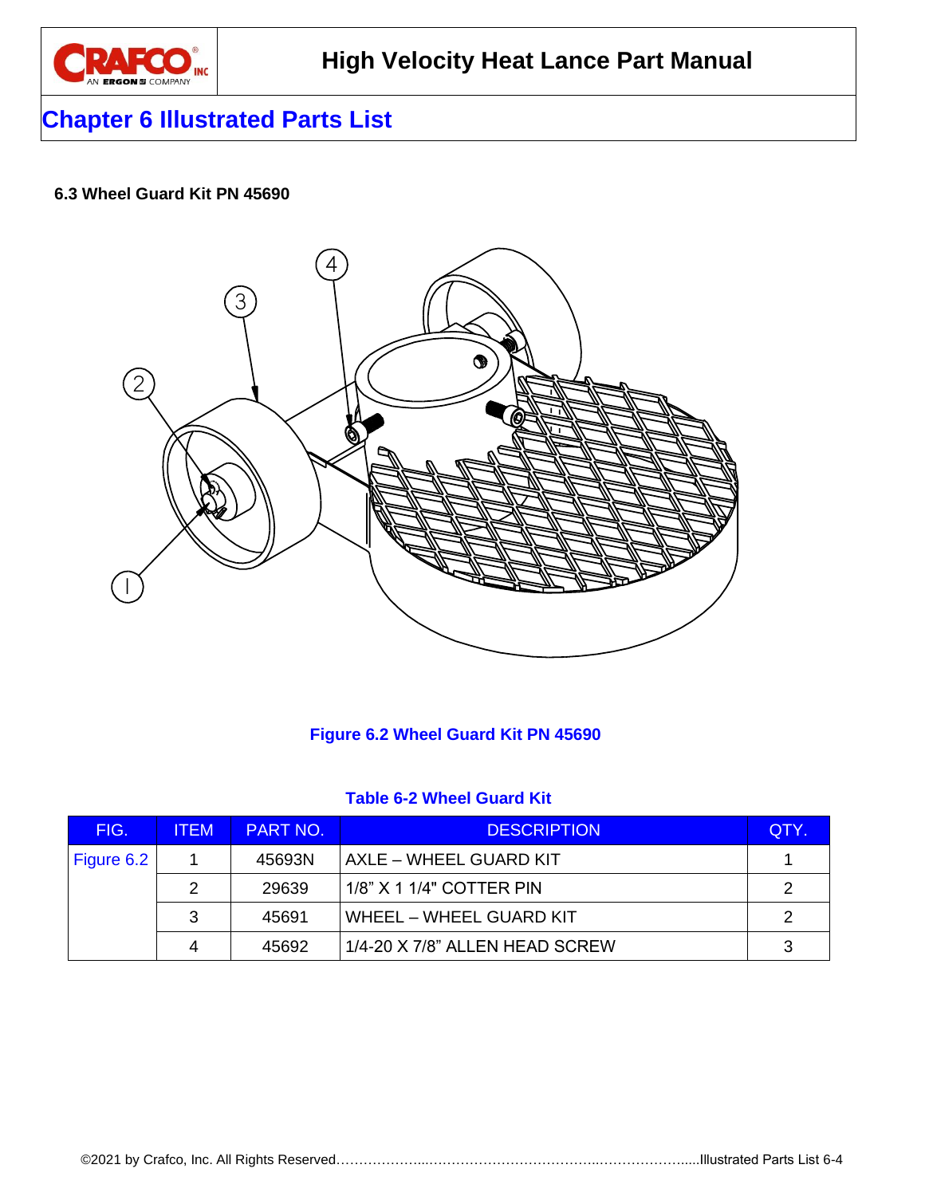## Chapter 6 Illustrated Parts List

**6.3 Wheel Guard Kit PN 45690**

Figure 6.2 Wheel Guard Kit PN 45690

Table 6-2 Wheel Guard Kit

| FIG. | ITEM | PART NO. | DESCRIPTION | QTY. |
|---|---|---|---|---|
| Figure 6.2 | 1 | 45693N | AXLE – WHEEL GUARD KIT | 1 |
| | 2 | 29639 | 1/8" X 1 1/4" COTTER PIN | 2 |
| | 3 | 45691 | WHEEL – WHEEL GUARD KIT | 2 |
| | 4 | 45692 | 1/4-20 X 7/8" ALLEN HEAD SCREW | 3 |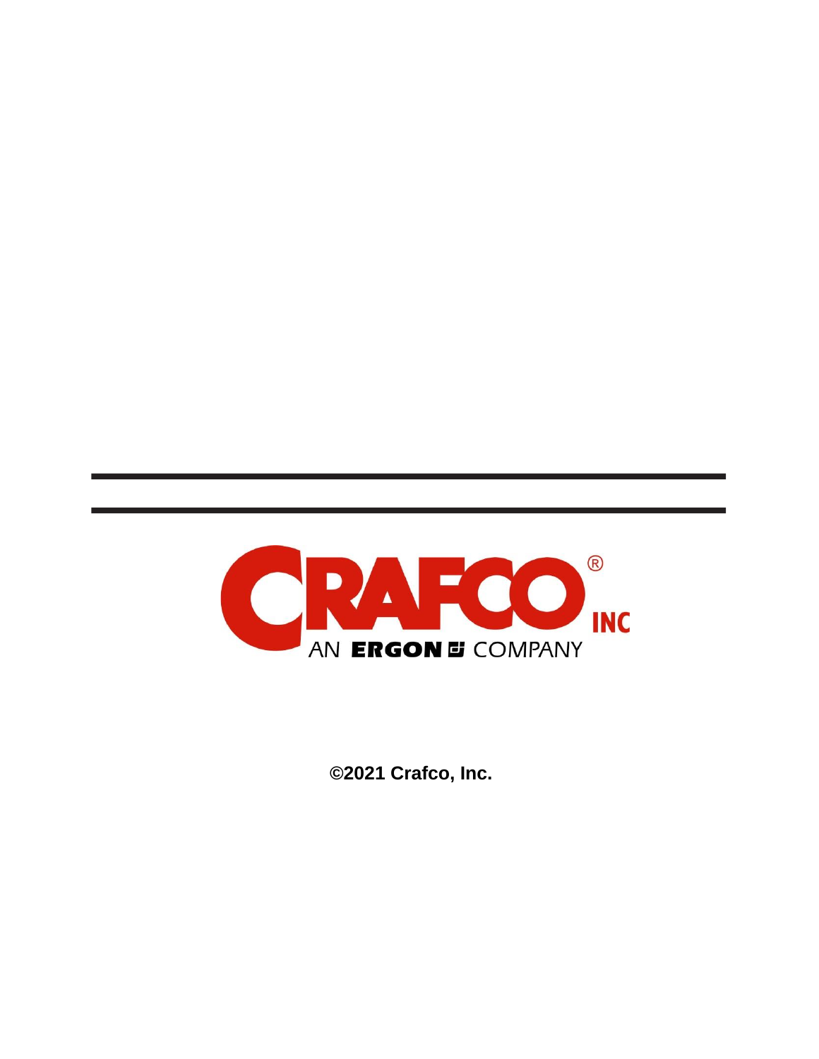CRAFCO® INC

AN ERGON COMPANY

**©2021 Crafco, Inc.**